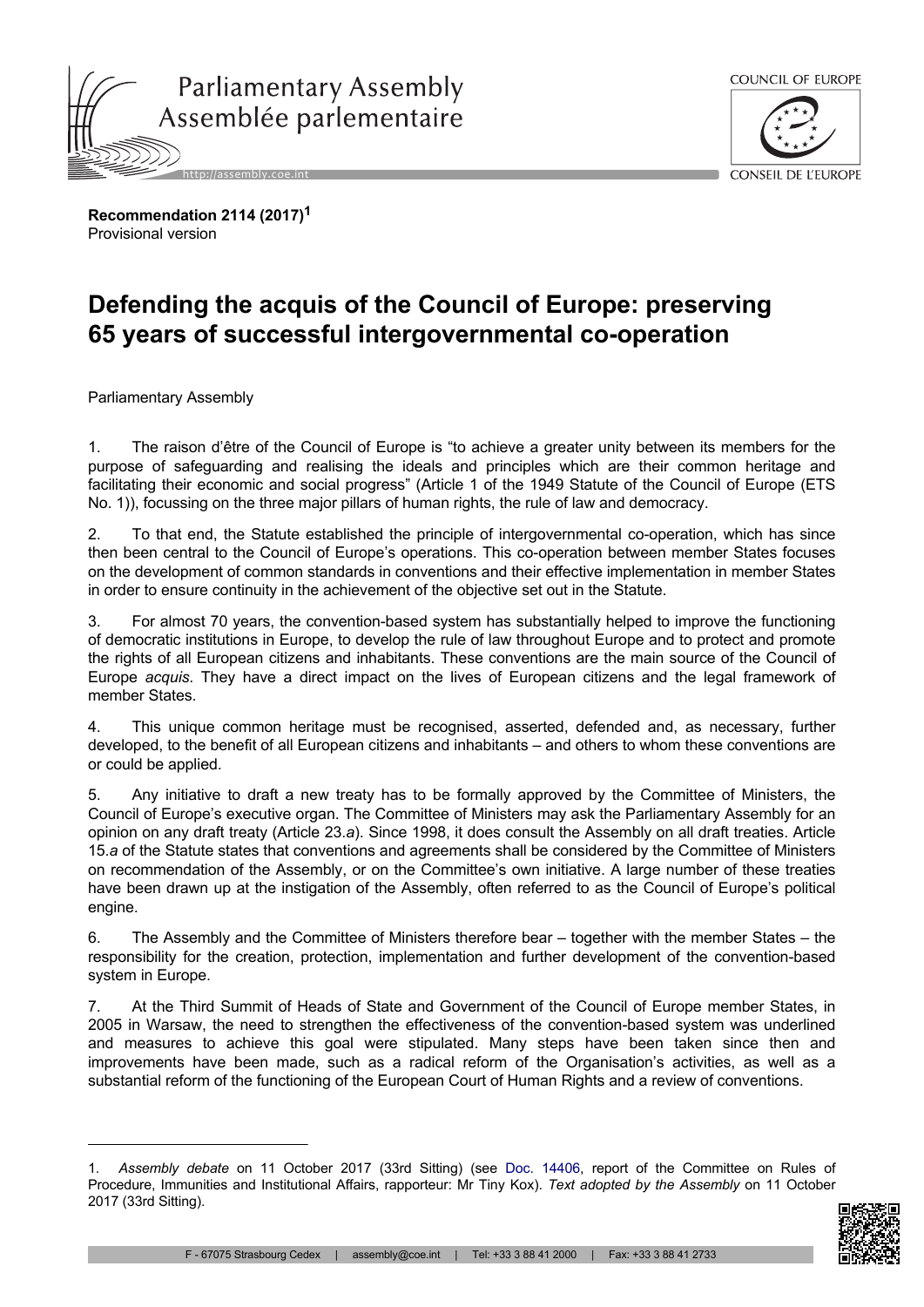**Recommendation 2114 (2017)**[1]
Provisional version

# Defending the acquis of the Council of Europe: preserving 65 years of successful intergovernmental co-operation

Parliamentary Assembly

1. The raison d'être of the Council of Europe is "to achieve a greater unity between its members for the purpose of safeguarding and realising the ideals and principles which are their common heritage and facilitating their economic and social progress" (Article 1 of the 1949 Statute of the Council of Europe (ETS No. 1)), focussing on the three major pillars of human rights, the rule of law and democracy.

2. To that end, the Statute established the principle of intergovernmental co-operation, which has since then been central to the Council of Europe's operations. This co-operation between member States focuses on the development of common standards in conventions and their effective implementation in member States in order to ensure continuity in the achievement of the objective set out in the Statute.

3. For almost 70 years, the convention-based system has substantially helped to improve the functioning of democratic institutions in Europe, to develop the rule of law throughout Europe and to protect and promote the rights of all European citizens and inhabitants. These conventions are the main source of the Council of Europe *acquis*. They have a direct impact on the lives of European citizens and the legal framework of member States.

4. This unique common heritage must be recognised, asserted, defended and, as necessary, further developed, to the benefit of all European citizens and inhabitants – and others to whom these conventions are or could be applied.

5. Any initiative to draft a new treaty has to be formally approved by the Committee of Ministers, the Council of Europe's executive organ. The Committee of Ministers may ask the Parliamentary Assembly for an opinion on any draft treaty (Article 23.*a*). Since 1998, it does consult the Assembly on all draft treaties. Article 15.*a* of the Statute states that conventions and agreements shall be considered by the Committee of Ministers on recommendation of the Assembly, or on the Committee's own initiative. A large number of these treaties have been drawn up at the instigation of the Assembly, often referred to as the Council of Europe's political engine.

6. The Assembly and the Committee of Ministers therefore bear – together with the member States – the responsibility for the creation, protection, implementation and further development of the convention-based system in Europe.

7. At the Third Summit of Heads of State and Government of the Council of Europe member States, in 2005 in Warsaw, the need to strengthen the effectiveness of the convention-based system was underlined and measures to achieve this goal were stipulated. Many steps have been taken since then and improvements have been made, such as a radical reform of the Organisation's activities, as well as a substantial reform of the functioning of the European Court of Human Rights and a review of conventions.

---

1. *Assembly debate* on 11 October 2017 (33rd Sitting) (see Doc. 14406, report of the Committee on Rules of Procedure, Immunities and Institutional Affairs, rapporteur: Mr Tiny Kox). *Text adopted by the Assembly* on 11 October 2017 (33rd Sitting).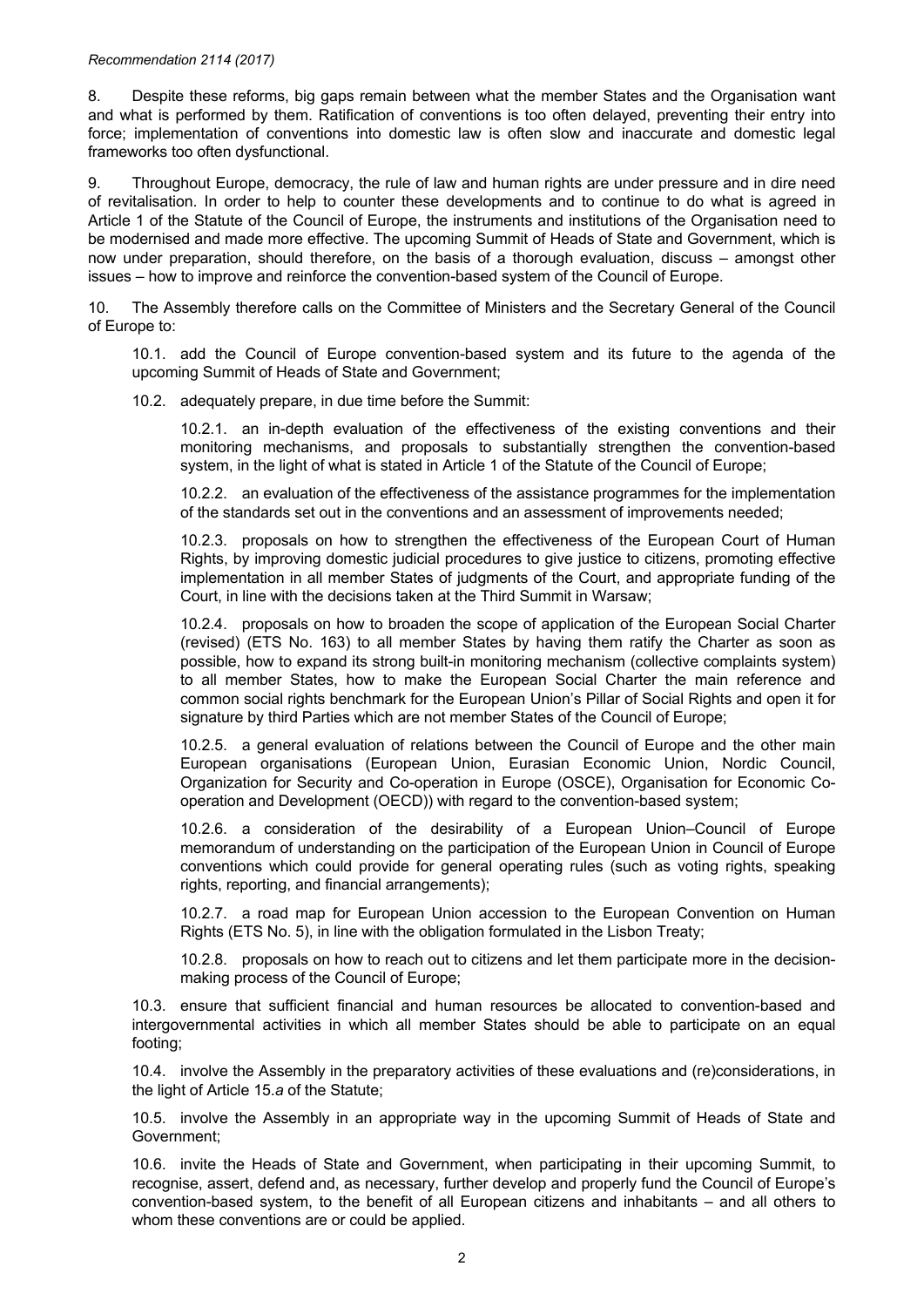8. Despite these reforms, big gaps remain between what the member States and the Organisation want and what is performed by them. Ratification of conventions is too often delayed, preventing their entry into force; implementation of conventions into domestic law is often slow and inaccurate and domestic legal frameworks too often dysfunctional.

9. Throughout Europe, democracy, the rule of law and human rights are under pressure and in dire need of revitalisation. In order to help to counter these developments and to continue to do what is agreed in Article 1 of the Statute of the Council of Europe, the instruments and institutions of the Organisation need to be modernised and made more effective. The upcoming Summit of Heads of State and Government, which is now under preparation, should therefore, on the basis of a thorough evaluation, discuss – amongst other issues – how to improve and reinforce the convention-based system of the Council of Europe.

10. The Assembly therefore calls on the Committee of Ministers and the Secretary General of the Council of Europe to:

10.1. add the Council of Europe convention-based system and its future to the agenda of the upcoming Summit of Heads of State and Government;

10.2. adequately prepare, in due time before the Summit:

10.2.1. an in-depth evaluation of the effectiveness of the existing conventions and their monitoring mechanisms, and proposals to substantially strengthen the convention-based system, in the light of what is stated in Article 1 of the Statute of the Council of Europe;

10.2.2. an evaluation of the effectiveness of the assistance programmes for the implementation of the standards set out in the conventions and an assessment of improvements needed;

10.2.3. proposals on how to strengthen the effectiveness of the European Court of Human Rights, by improving domestic judicial procedures to give justice to citizens, promoting effective implementation in all member States of judgments of the Court, and appropriate funding of the Court, in line with the decisions taken at the Third Summit in Warsaw;

10.2.4. proposals on how to broaden the scope of application of the European Social Charter (revised) (ETS No. 163) to all member States by having them ratify the Charter as soon as possible, how to expand its strong built-in monitoring mechanism (collective complaints system) to all member States, how to make the European Social Charter the main reference and common social rights benchmark for the European Union's Pillar of Social Rights and open it for signature by third Parties which are not member States of the Council of Europe;

10.2.5. a general evaluation of relations between the Council of Europe and the other main European organisations (European Union, Eurasian Economic Union, Nordic Council, Organization for Security and Co-operation in Europe (OSCE), Organisation for Economic Co-operation and Development (OECD)) with regard to the convention-based system;

10.2.6. a consideration of the desirability of a European Union–Council of Europe memorandum of understanding on the participation of the European Union in Council of Europe conventions which could provide for general operating rules (such as voting rights, speaking rights, reporting, and financial arrangements);

10.2.7. a road map for European Union accession to the European Convention on Human Rights (ETS No. 5), in line with the obligation formulated in the Lisbon Treaty;

10.2.8. proposals on how to reach out to citizens and let them participate more in the decision-making process of the Council of Europe;

10.3. ensure that sufficient financial and human resources be allocated to convention-based and intergovernmental activities in which all member States should be able to participate on an equal footing;

10.4. involve the Assembly in the preparatory activities of these evaluations and (re)considerations, in the light of Article 15.*a* of the Statute;

10.5. involve the Assembly in an appropriate way in the upcoming Summit of Heads of State and Government;

10.6. invite the Heads of State and Government, when participating in their upcoming Summit, to recognise, assert, defend and, as necessary, further develop and properly fund the Council of Europe's convention-based system, to the benefit of all European citizens and inhabitants – and all others to whom these conventions are or could be applied.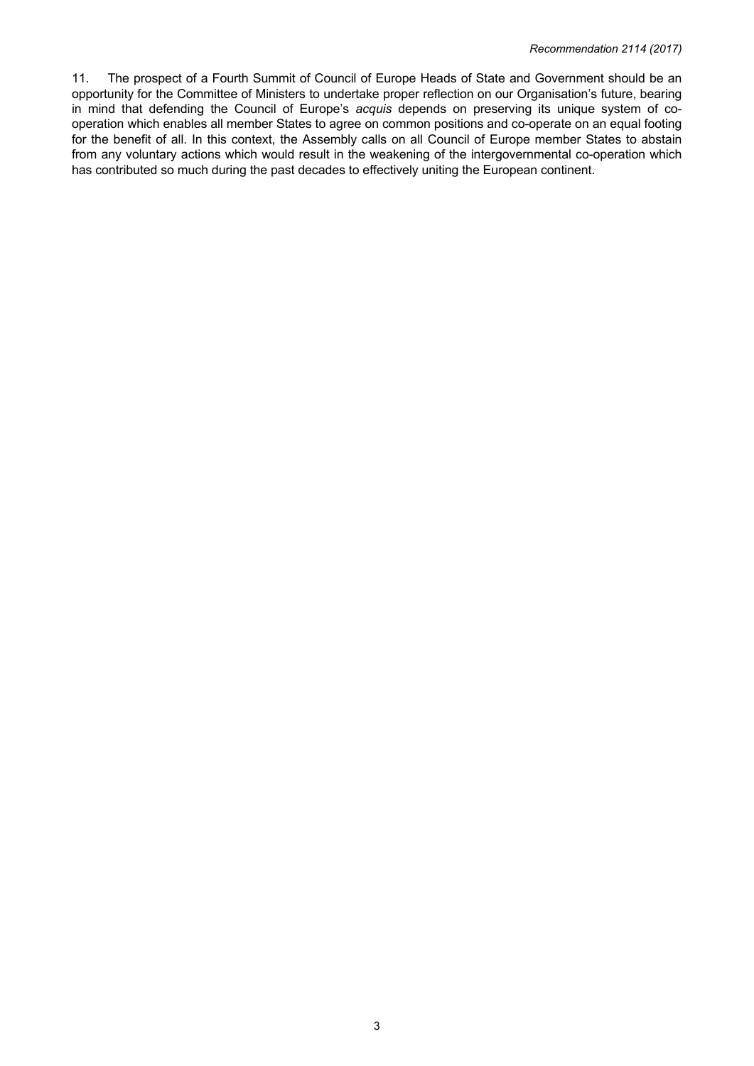11. The prospect of a Fourth Summit of Council of Europe Heads of State and Government should be an opportunity for the Committee of Ministers to undertake proper reflection on our Organisation's future, bearing in mind that defending the Council of Europe's *acquis* depends on preserving its unique system of co-operation which enables all member States to agree on common positions and co-operate on an equal footing for the benefit of all. In this context, the Assembly calls on all Council of Europe member States to abstain from any voluntary actions which would result in the weakening of the intergovernmental co-operation which has contributed so much during the past decades to effectively uniting the European continent.